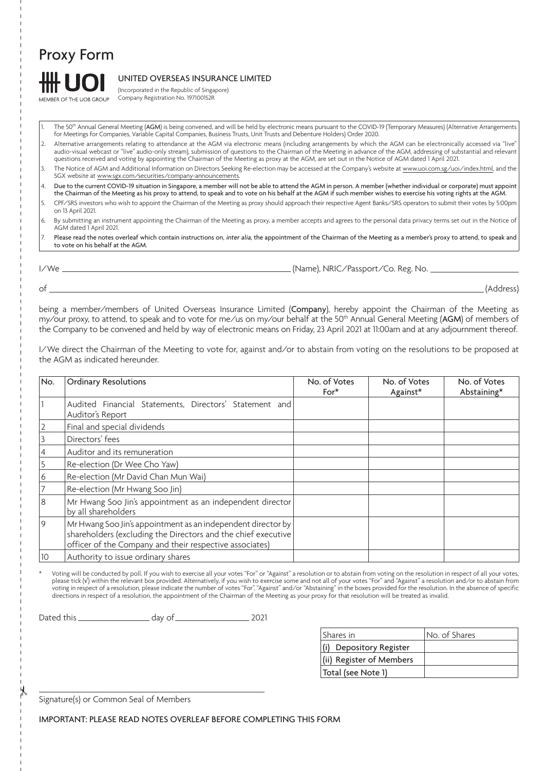# Proxy Form

**UOI**
MEMBER OF THE UOB GROUP

UNITED OVERSEAS INSURANCE LIMITED
(Incorporated in the Republic of Singapore)
Company Registration No. 197100152R

1. The 50th Annual General Meeting (**AGM**) is being convened, and will be held by electronic means pursuant to the COVID-19 (Temporary Measures) (Alternative Arrangements for Meetings for Companies, Variable Capital Companies, Business Trusts, Unit Trusts and Debenture Holders) Order 2020.
2. Alternative arrangements relating to attendance at the AGM via electronic means (including arrangements by which the AGM can be electronically accessed via "live" audio-visual webcast or "live" audio-only stream), submission of questions to the Chairman of the Meeting in advance of the AGM, addressing of substantial and relevant questions received and voting by appointing the Chairman of the Meeting as proxy at the AGM, are set out in the Notice of AGM dated 1 April 2021.
3. The Notice of AGM and Additional Information on Directors Seeking Re-election may be accessed at the Company's website at www.uoi.com.sg/uoi/index.html, and the SGX website at www.sgx.com/securities/company-announcements.
4. **Due to the current COVID-19 situation in Singapore, a member will not be able to attend the AGM in person. A member (whether individual or corporate) must appoint the Chairman of the Meeting as his proxy to attend, to speak and to vote on his behalf at the AGM if such member wishes to exercise his voting rights at the AGM.**
5. CPF/SRS investors who wish to appoint the Chairman of the Meeting as proxy should approach their respective Agent Banks/SRS operators to submit their votes by 5:00pm on 13 April 2021.
6. By submitting an instrument appointing the Chairman of the Meeting as proxy, a member accepts and agrees to the personal data privacy terms set out in the Notice of AGM dated 1 April 2021.
7. **Please read the notes overleaf which contain instructions on, *inter alia*, the appointment of the Chairman of the Meeting as a member's proxy to attend, to speak and to vote on his behalf at the AGM.**

I/We ______________________________ (Name), NRIC/Passport/Co. Reg. No. ______________________

of ____________________________________________________________ (Address)

being a member/members of United Overseas Insurance Limited (**Company**), hereby appoint the Chairman of the Meeting as my/our proxy, to attend, to speak and to vote for me/us on my/our behalf at the 50th Annual General Meeting (**AGM**) of members of the Company to be convened and held by way of electronic means on Friday, 23 April 2021 at 11:00am and at any adjournment thereof.

I/We direct the Chairman of the Meeting to vote for, against and/or to abstain from voting on the resolutions to be proposed at the AGM as indicated hereunder.

| No. | Ordinary Resolutions | No. of Votes For* | No. of Votes Against* | No. of Votes Abstaining* |
|---|---|---|---|---|
| 1 | Audited Financial Statements, Directors' Statement and Auditor's Report | | | |
| 2 | Final and special dividends | | | |
| 3 | Directors' fees | | | |
| 4 | Auditor and its remuneration | | | |
| 5 | Re-election (Dr Wee Cho Yaw) | | | |
| 6 | Re-election (Mr David Chan Mun Wai) | | | |
| 7 | Re-election (Mr Hwang Soo Jin) | | | |
| 8 | Mr Hwang Soo Jin's appointment as an independent director by all shareholders | | | |
| 9 | Mr Hwang Soo Jin's appointment as an independent director by shareholders (excluding the Directors and the chief executive officer of the Company and their respective associates) | | | |
| 10 | Authority to issue ordinary shares | | | |

\* Voting will be conducted by poll. If you wish to exercise all your votes "For" or "Against" a resolution or to abstain from voting on the resolution in respect of all your votes, please tick (√) within the relevant box provided. Alternatively, if you wish to exercise some and not all of your votes "For" and "Against" a resolution and/or to abstain from voting in respect of a resolution, please indicate the number of votes "For", "Against" and/or "Abstaining" in the boxes provided for the resolution. In the absence of specific directions in respect of a resolution, the appointment of the Chairman of the Meeting as your proxy for that resolution will be treated as invalid.

Dated this ____________ day of ____________ 2021

| Shares in | No. of Shares |
|---|---|
| (i) Depository Register | |
| (ii) Register of Members | |
| Total (see Note 1) | |

______________________________
Signature(s) or Common Seal of Members

IMPORTANT: PLEASE READ NOTES OVERLEAF BEFORE COMPLETING THIS FORM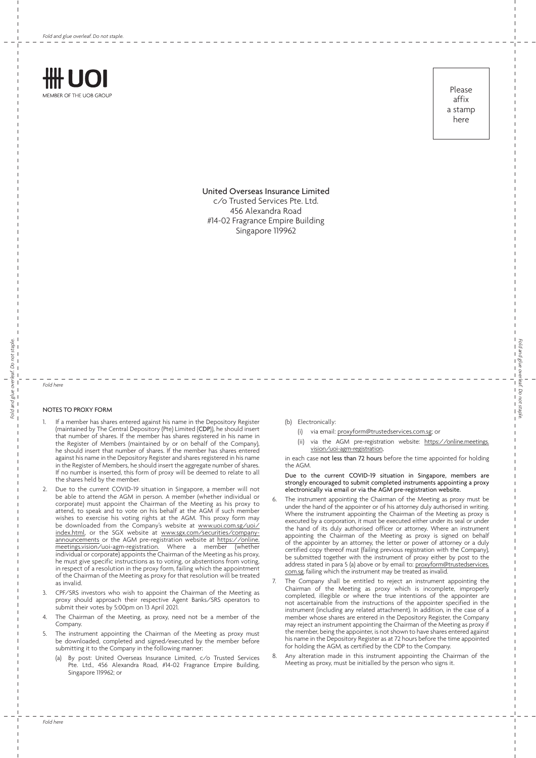Fold and glue overleaf. Do not staple.

UOI
MEMBER OF THE UOB GROUP

Please affix a stamp here

United Overseas Insurance Limited
c/o Trusted Services Pte. Ltd.
456 Alexandra Road
#14-02 Fragrance Empire Building
Singapore 119962

Fold here

## NOTES TO PROXY FORM

1. If a member has shares entered against his name in the Depository Register (maintained by The Central Depository (Pte) Limited (**CDP**)), he should insert that number of shares. If the member has shares registered in his name in the Register of Members (maintained by or on behalf of the Company), he should insert that number of shares. If the member has shares entered against his name in the Depository Register and shares registered in his name in the Register of Members, he should insert the aggregate number of shares. If no number is inserted, this form of proxy will be deemed to relate to all the shares held by the member.
2. Due to the current COVID-19 situation in Singapore, a member will not be able to attend the AGM in person. A member (whether individual or corporate) must appoint the Chairman of the Meeting as his proxy to attend, to speak and to vote on his behalf at the AGM if such member wishes to exercise his voting rights at the AGM. This proxy form may be downloaded from the Company's website at www.uoi.com.sg/uoi/index.html, or the SGX website at www.sgx.com/securities/company-announcements or the AGM pre-registration website at https://online.meetings.vision/uoi-agm-registration. Where a member (whether individual or corporate) appoints the Chairman of the Meeting as his proxy, he must give specific instructions as to voting, or abstentions from voting, in respect of a resolution in the proxy form, failing which the appointment of the Chairman of the Meeting as proxy for that resolution will be treated as invalid.
3. CPF/SRS investors who wish to appoint the Chairman of the Meeting as proxy should approach their respective Agent Banks/SRS operators to submit their votes by 5:00pm on 13 April 2021.
4. The Chairman of the Meeting, as proxy, need not be a member of the Company.
5. The instrument appointing the Chairman of the Meeting as proxy must be downloaded, completed and signed/executed by the member before submitting it to the Company in the following manner:
   (a) By post: United Overseas Insurance Limited, c/o Trusted Services Pte. Ltd., 456 Alexandra Road, #14-02 Fragrance Empire Building, Singapore 119962; or
   (b) Electronically:
      (i) via email: proxyform@trustedservices.com.sg; or
      (ii) via the AGM pre-registration website: https://online.meetings.vision/uoi-agm-registration,

   in each case **not less than 72 hours** before the time appointed for holding the AGM.

   **Due to the current COVID-19 situation in Singapore, members are strongly encouraged to submit completed instruments appointing a proxy electronically via email or via the AGM pre-registration website.**
6. The instrument appointing the Chairman of the Meeting as proxy must be under the hand of the appointer or of his attorney duly authorised in writing. Where the instrument appointing the Chairman of the Meeting as proxy is executed by a corporation, it must be executed either under its seal or under the hand of its duly authorised officer or attorney. Where an instrument appointing the Chairman of the Meeting as proxy is signed on behalf of the appointer by an attorney, the letter or power of attorney or a duly certified copy thereof must (failing previous registration with the Company), be submitted together with the instrument of proxy either by post to the address stated in para 5 (a) above or by email to: proxyform@trustedservices.com.sg, failing which the instrument may be treated as invalid.
7. The Company shall be entitled to reject an instrument appointing the Chairman of the Meeting as proxy which is incomplete, improperly completed, illegible or where the true intentions of the appointer are not ascertainable from the instructions of the appointer specified in the instrument (including any related attachment). In addition, in the case of a member whose shares are entered in the Depository Register, the Company may reject an instrument appointing the Chairman of the Meeting as proxy if the member, being the appointer, is not shown to have shares entered against his name in the Depository Register as at 72 hours before the time appointed for holding the AGM, as certified by the CDP to the Company.
8. Any alteration made in this instrument appointing the Chairman of the Meeting as proxy, must be initialled by the person who signs it.

Fold here